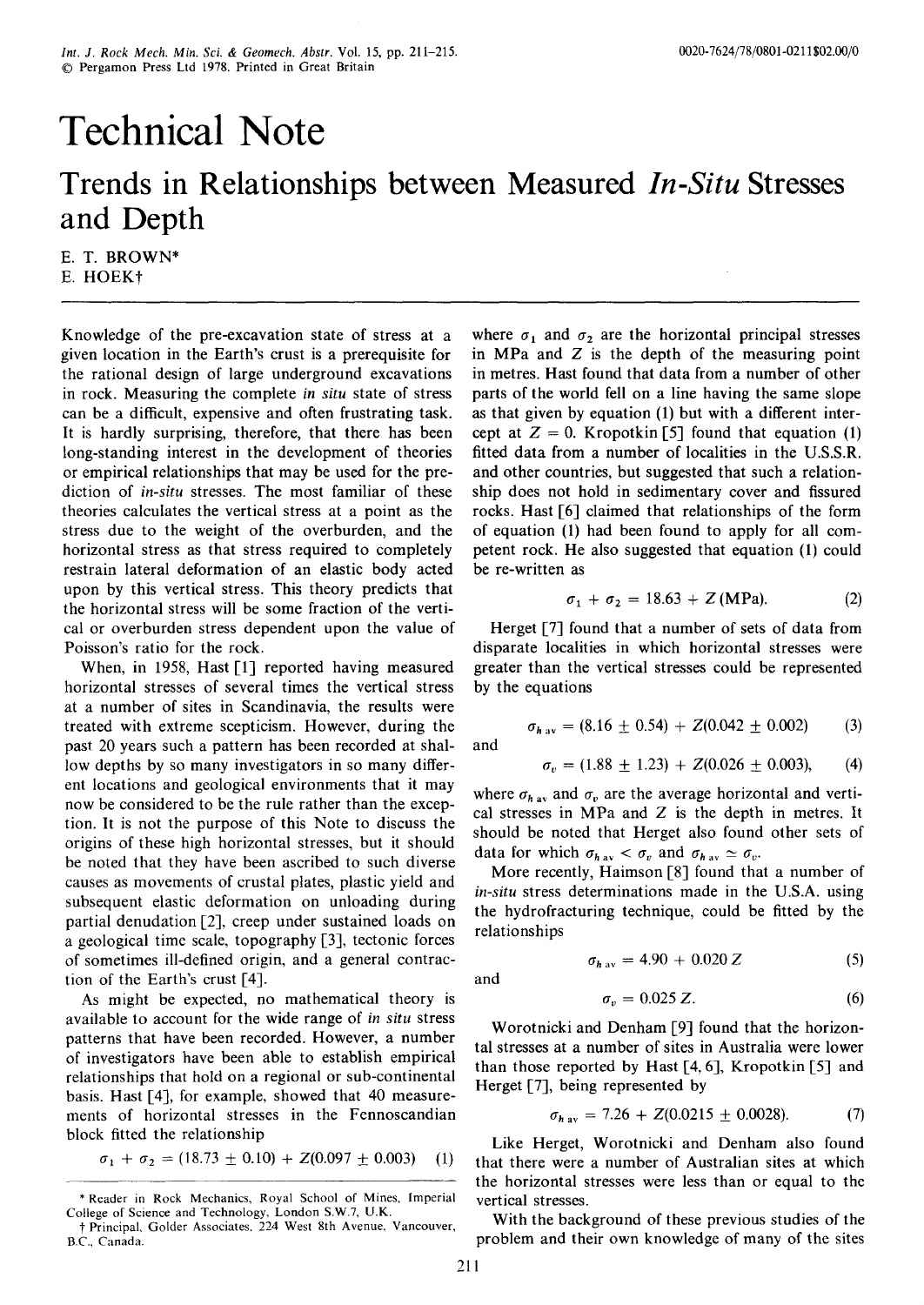# Technical Note

## Trends in Relationships between Measured *In-Situ* Stresses and Depth

E. T. BROWN*
E. HOEK†

Knowledge of the pre-excavation state of stress at a given location in the Earth's crust is a prerequisite for the rational design of large underground excavations in rock. Measuring the complete *in situ* state of stress can be a difficult, expensive and often frustrating task. It is hardly surprising, therefore, that there has been long-standing interest in the development of theories or empirical relationships that may be used for the prediction of *in-situ* stresses. The most familiar of these theories calculates the vertical stress at a point as the stress due to the weight of the overburden, and the horizontal stress as that stress required to completely restrain lateral deformation of an elastic body acted upon by this vertical stress. This theory predicts that the horizontal stress will be some fraction of the vertical or overburden stress dependent upon the value of Poisson's ratio for the rock.

When, in 1958, Hast [1] reported having measured horizontal stresses of several times the vertical stress at a number of sites in Scandinavia, the results were treated with extreme scepticism. However, during the past 20 years such a pattern has been recorded at shallow depths by so many investigators in so many different locations and geological environments that it may now be considered to be the rule rather than the exception. It is not the purpose of this Note to discuss the origins of these high horizontal stresses, but it should be noted that they have been ascribed to such diverse causes as movements of crustal plates, plastic yield and subsequent elastic deformation on unloading during partial denudation [2], creep under sustained loads on a geological time scale, topography [3], tectonic forces of sometimes ill-defined origin, and a general contraction of the Earth's crust [4].

As might be expected, no mathematical theory is available to account for the wide range of *in situ* stress patterns that have been recorded. However, a number of investigators have been able to establish empirical relationships that hold on a regional or sub-continental basis. Hast [4], for example, showed that 40 measurements of horizontal stresses in the Fennoscandian block fitted the relationship

$$\sigma_1 + \sigma_2 = (18.73 \pm 0.10) + Z(0.097 \pm 0.003) \quad (1)$$

where $\sigma_1$ and $\sigma_2$ are the horizontal principal stresses in MPa and $Z$ is the depth of the measuring point in metres. Hast found that data from a number of other parts of the world fell on a line having the same slope as that given by equation (1) but with a different intercept at $Z = 0$. Kropotkin [5] found that equation (1) fitted data from a number of localities in the U.S.S.R. and other countries, but suggested that such a relationship does not hold in sedimentary cover and fissured rocks. Hast [6] claimed that relationships of the form of equation (1) had been found to apply for all competent rock. He also suggested that equation (1) could be re-written as

$$\sigma_1 + \sigma_2 = 18.63 + Z\,(\text{MPa}). \quad (2)$$

Herget [7] found that a number of sets of data from disparate localities in which horizontal stresses were greater than the vertical stresses could be represented by the equations

$$\sigma_{h\,\text{av}} = (8.16 \pm 0.54) + Z(0.042 \pm 0.002) \quad (3)$$

and

$$\sigma_v = (1.88 \pm 1.23) + Z(0.026 \pm 0.003), \quad (4)$$

where $\sigma_{h\,\text{av}}$ and $\sigma_v$ are the average horizontal and vertical stresses in MPa and $Z$ is the depth in metres. It should be noted that Herget also found other sets of data for which $\sigma_{h\,\text{av}} < \sigma_v$ and $\sigma_{h\,\text{av}} \simeq \sigma_v$.

More recently, Haimson [8] found that a number of *in-situ* stress determinations made in the U.S.A. using the hydrofracturing technique, could be fitted by the relationships

$$\sigma_{h\,\text{av}} = 4.90 + 0.020\,Z \quad (5)$$

and

$$\sigma_v = 0.025\,Z. \quad (6)$$

Worotnicki and Denham [9] found that the horizontal stresses at a number of sites in Australia were lower than those reported by Hast [4, 6], Kropotkin [5] and Herget [7], being represented by

$$\sigma_{h\,\text{av}} = 7.26 + Z(0.0215 \pm 0.0028). \quad (7)$$

Like Herget, Worotnicki and Denham also found that there were a number of Australian sites at which the horizontal stresses were less than or equal to the vertical stresses.

With the background of these previous studies of the problem and their own knowledge of many of the sites

---

* Reader in Rock Mechanics, Royal School of Mines, Imperial College of Science and Technology, London S.W.7, U.K.

† Principal, Golder Associates, 224 West 8th Avenue, Vancouver, B.C., Canada.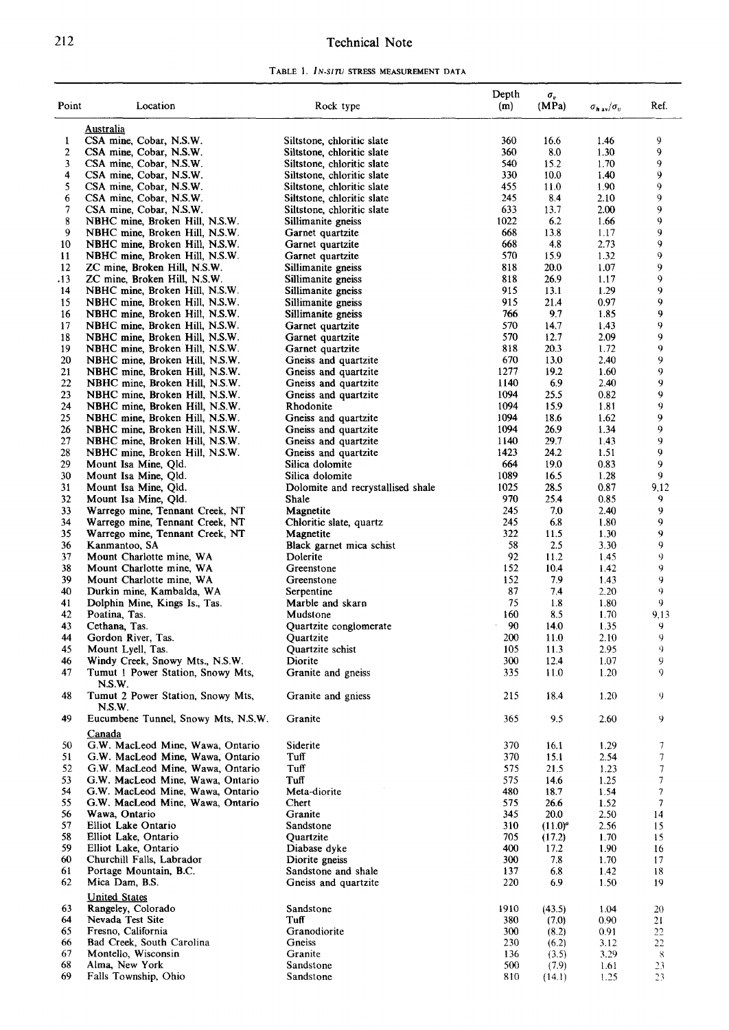TABLE 1. *IN-SITU* STRESS MEASUREMENT DATA

| Point | Location | Rock type | Depth (m) | $\sigma_v$ (MPa) | $\sigma_{h\,av}/\sigma_v$ | Ref. |
|---|---|---|---|---|---|---|
| | Australia | | | | | |
| 1 | CSA mine, Cobar, N.S.W. | Siltstone, chloritic slate | 360 | 16.6 | 1.46 | 9 |
| 2 | CSA mine, Cobar, N.S.W. | Siltstone, chloritic slate | 360 | 8.0 | 1.30 | 9 |
| 3 | CSA mine, Cobar, N.S.W. | Siltstone, chloritic slate | 540 | 15.2 | 1.70 | 9 |
| 4 | CSA mine, Cobar, N.S.W. | Siltstone, chloritic slate | 330 | 10.0 | 1.40 | 9 |
| 5 | CSA mine, Cobar, N.S.W. | Siltstone, chloritic slate | 455 | 11.0 | 1.90 | 9 |
| 6 | CSA mine, Cobar, N.S.W. | Siltstone, chloritic slate | 245 | 8.4 | 2.10 | 9 |
| 7 | CSA mine, Cobar, N.S.W. | Siltstone, chloritic slate | 633 | 13.7 | 2.00 | 9 |
| 8 | NBHC mine, Broken Hill, N.S.W. | Sillimanite gneiss | 1022 | 6.2 | 1.66 | 9 |
| 9 | NBHC mine, Broken Hill, N.S.W. | Garnet quartzite | 668 | 13.8 | 1.17 | 9 |
| 10 | NBHC mine, Broken Hill, N.S.W. | Garnet quartzite | 668 | 4.8 | 2.73 | 9 |
| 11 | NBHC mine, Broken Hill, N.S.W. | Garnet quartzite | 570 | 15.9 | 1.32 | 9 |
| 12 | ZC mine, Broken Hill, N.S.W. | Sillimanite gneiss | 818 | 20.0 | 1.07 | 9 |
| 13 | ZC mine, Broken Hill, N.S.W. | Sillimanite gneiss | 818 | 26.9 | 1.17 | 9 |
| 14 | NBHC mine, Broken Hill, N.S.W. | Sillimanite gneiss | 915 | 13.1 | 1.29 | 9 |
| 15 | NBHC mine, Broken Hill, N.S.W. | Sillimanite gneiss | 915 | 21.4 | 0.97 | 9 |
| 16 | NBHC mine, Broken Hill, N.S.W. | Sillimanite gneiss | 766 | 9.7 | 1.85 | 9 |
| 17 | NBHC mine, Broken Hill, N.S.W. | Garnet quartzite | 570 | 14.7 | 1.43 | 9 |
| 18 | NBHC mine, Broken Hill, N.S.W. | Garnet quartzite | 570 | 12.7 | 2.09 | 9 |
| 19 | NBHC mine, Broken Hill, N.S.W. | Garnet quartzite | 818 | 20.3 | 1.72 | 9 |
| 20 | NBHC mine, Broken Hill, N.S.W. | Gneiss and quartzite | 670 | 13.0 | 2.40 | 9 |
| 21 | NBHC mine, Broken Hill, N.S.W. | Gneiss and quartzite | 1277 | 19.2 | 1.60 | 9 |
| 22 | NBHC mine, Broken Hill, N.S.W. | Gneiss and quartzite | 1140 | 6.9 | 2.40 | 9 |
| 23 | NBHC mine, Broken Hill, N.S.W. | Gneiss and quartzite | 1094 | 25.5 | 0.82 | 9 |
| 24 | NBHC mine, Broken Hill, N.S.W. | Rhodonite | 1094 | 15.9 | 1.81 | 9 |
| 25 | NBHC mine, Broken Hill, N.S.W. | Gneiss and quartzite | 1094 | 18.6 | 1.62 | 9 |
| 26 | NBHC mine, Broken Hill, N.S.W. | Gneiss and quartzite | 1094 | 26.9 | 1.34 | 9 |
| 27 | NBHC mine, Broken Hill, N.S.W. | Gneiss and quartzite | 1140 | 29.7 | 1.43 | 9 |
| 28 | NBHC mine, Broken Hill, N.S.W. | Gneiss and quartzite | 1423 | 24.2 | 1.51 | 9 |
| 29 | Mount Isa Mine, Qld. | Silica dolomite | 664 | 19.0 | 0.83 | 9 |
| 30 | Mount Isa Mine, Qld. | Silica dolomite | 1089 | 16.5 | 1.28 | 9 |
| 31 | Mount Isa Mine, Qld. | Dolomite and recrystallised shale | 1025 | 28.5 | 0.87 | 9,12 |
| 32 | Mount Isa Mine, Qld. | Shale | 970 | 25.4 | 0.85 | 9 |
| 33 | Warrego mine, Tennant Creek, NT | Magnetite | 245 | 7.0 | 2.40 | 9 |
| 34 | Warrego mine, Tennant Creek, NT | Chloritic slate, quartz | 245 | 6.8 | 1.80 | 9 |
| 35 | Warrego mine, Tennant Creek, NT | Magnetite | 322 | 11.5 | 1.30 | 9 |
| 36 | Kanmantoo, SA | Black garnet mica schist | 58 | 2.5 | 3.30 | 9 |
| 37 | Mount Charlotte mine, WA | Dolerite | 92 | 11.2 | 1.45 | 9 |
| 38 | Mount Charlotte mine, WA | Greenstone | 152 | 10.4 | 1.42 | 9 |
| 39 | Mount Charlotte mine, WA | Greenstone | 152 | 7.9 | 1.43 | 9 |
| 40 | Durkin mine, Kambalda, WA | Serpentine | 87 | 7.4 | 2.20 | 9 |
| 41 | Dolphin Mine, Kings Is., Tas. | Marble and skarn | 75 | 1.8 | 1.80 | 9 |
| 42 | Poatina, Tas. | Mudstone | 160 | 8.5 | 1.70 | 9,13 |
| 43 | Cethana, Tas. | Quartzite conglomerate | 90 | 14.0 | 1.35 | 9 |
| 44 | Gordon River, Tas. | Quartzite | 200 | 11.0 | 2.10 | 9 |
| 45 | Mount Lyell, Tas. | Quartzite schist | 105 | 11.3 | 2.95 | 9 |
| 46 | Windy Creek, Snowy Mts., N.S.W. | Diorite | 300 | 12.4 | 1.07 | 9 |
| 47 | Tumut 1 Power Station, Snowy Mts, N.S.W. | Granite and gneiss | 335 | 11.0 | 1.20 | 9 |
| 48 | Tumut 2 Power Station, Snowy Mts, N.S.W. | Granite and gniess | 215 | 18.4 | 1.20 | 9 |
| 49 | Eucumbene Tunnel, Snowy Mts, N.S.W. | Granite | 365 | 9.5 | 2.60 | 9 |
| | Canada | | | | | |
| 50 | G.W. MacLeod Mine, Wawa, Ontario | Siderite | 370 | 16.1 | 1.29 | 7 |
| 51 | G.W. MacLeod Mine, Wawa, Ontario | Tuff | 370 | 15.1 | 2.54 | 7 |
| 52 | G.W. MacLeod Mine, Wawa, Ontario | Tuff | 575 | 21.5 | 1.23 | 7 |
| 53 | G.W. MacLeod Mine, Wawa, Ontario | Tuff | 575 | 14.6 | 1.25 | 7 |
| 54 | G.W. MacLeod Mine, Wawa, Ontario | Meta-diorite | 480 | 18.7 | 1.54 | 7 |
| 55 | G.W. MacLeod Mine, Wawa, Ontario | Chert | 575 | 26.6 | 1.52 | 7 |
| 56 | Wawa, Ontario | Granite | 345 | 20.0 | 2.50 | 14 |
| 57 | Elliot Lake Ontario | Sandstone | 310 | (11.0)[a] | 2.56 | 15 |
| 58 | Elliot Lake, Ontario | Quartzite | 705 | (17.2) | 1.70 | 15 |
| 59 | Elliot Lake, Ontario | Diabase dyke | 400 | 17.2 | 1.90 | 16 |
| 60 | Churchill Falls, Labrador | Diorite gneiss | 300 | 7.8 | 1.70 | 17 |
| 61 | Portage Mountain, B.C. | Sandstone and shale | 137 | 6.8 | 1.42 | 18 |
| 62 | Mica Dam, B.S. | Gneiss and quartzite | 220 | 6.9 | 1.50 | 19 |
| | United States | | | | | |
| 63 | Rangeley, Colorado | Sandstone | 1910 | (43.5) | 1.04 | 20 |
| 64 | Nevada Test Site | Tuff | 380 | (7.0) | 0.90 | 21 |
| 65 | Fresno, California | Granodiorite | 300 | (8.2) | 0.91 | 22 |
| 66 | Bad Creek, South Carolina | Gneiss | 230 | (6.2) | 3.12 | 22 |
| 67 | Montello, Wisconsin | Granite | 136 | (3.5) | 3.29 | 8 |
| 68 | Alma, New York | Sandstone | 500 | (7.9) | 1.61 | 23 |
| 69 | Falls Township, Ohio | Sandstone | 810 | (14.1) | 1.25 | 23 |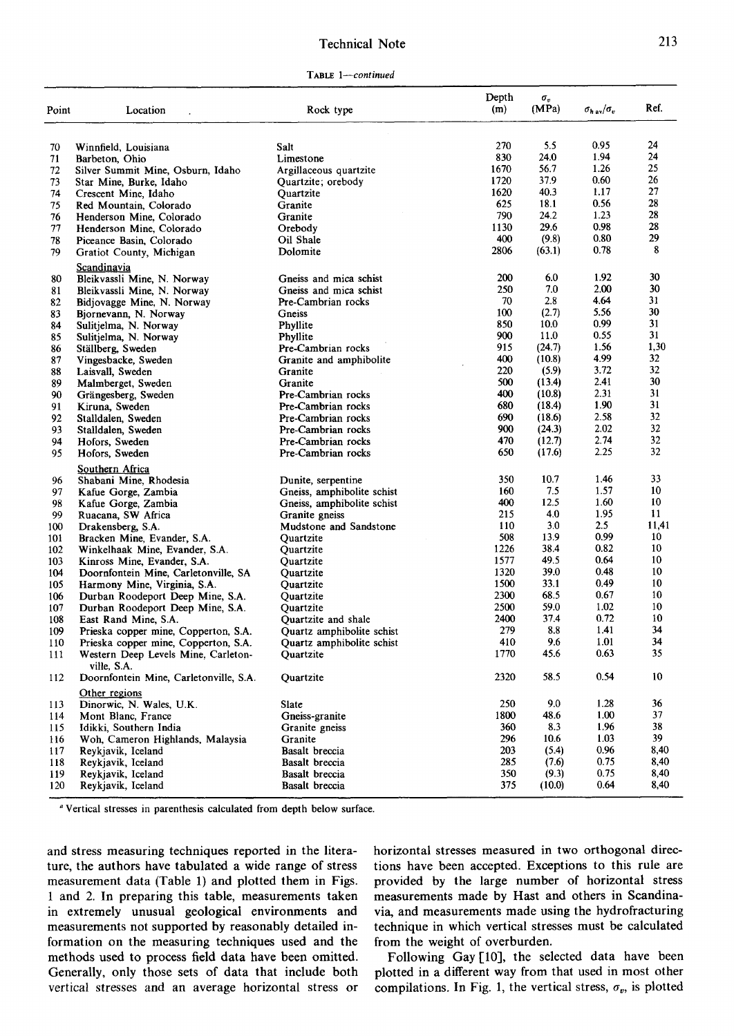TABLE 1—*continued*

| Point | Location | Rock type | Depth (m) | $\sigma_v$ (MPa) | $\sigma_{h\,av}/\sigma_v$ | Ref. |
|---|---|---|---|---|---|---|
| 70 | Winnfield, Louisiana | Salt | 270 | 5.5 | 0.95 | 24 |
| 71 | Barbeton, Ohio | Limestone | 830 | 24.0 | 1.94 | 24 |
| 72 | Silver Summit Mine, Osburn, Idaho | Argillaceous quartzite | 1670 | 56.7 | 1.26 | 25 |
| 73 | Star Mine, Burke, Idaho | Quartzite; orebody | 1720 | 37.9 | 0.60 | 26 |
| 74 | Crescent Mine, Idaho | Quartzite | 1620 | 40.3 | 1.17 | 27 |
| 75 | Red Mountain, Colorado | Granite | 625 | 18.1 | 0.56 | 28 |
| 76 | Henderson Mine, Colorado | Granite | 790 | 24.2 | 1.23 | 28 |
| 77 | Henderson Mine, Colorado | Orebody | 1130 | 29.6 | 0.98 | 28 |
| 78 | Piceance Basin, Colorado | Oil Shale | 400 | (9.8) | 0.80 | 29 |
| 79 | Gratiot County, Michigan | Dolomite | 2806 | (63.1) | 0.78 | 8 |
| | Scandinavia | | | | | |
| 80 | Bleikvassli Mine, N. Norway | Gneiss and mica schist | 200 | 6.0 | 1.92 | 30 |
| 81 | Bleikvassli Mine, N. Norway | Gneiss and mica schist | 250 | 7.0 | 2.00 | 30 |
| 82 | Bidjovagge Mine, N. Norway | Pre-Cambrian rocks | 70 | 2.8 | 4.64 | 31 |
| 83 | Bjornevann, N. Norway | Gneiss | 100 | (2.7) | 5.56 | 30 |
| 84 | Sulitjelma, N. Norway | Phyllite | 850 | 10.0 | 0.99 | 31 |
| 85 | Sulitjelma, N. Norway | Phyllite | 900 | 11.0 | 0.55 | 31 |
| 86 | Ställberg, Sweden | Pre-Cambrian rocks | 915 | (24.7) | 1.56 | 1,30 |
| 87 | Vingesbacke, Sweden | Granite and amphibolite | 400 | (10.8) | 4.99 | 32 |
| 88 | Laisvall, Sweden | Granite | 220 | (5.9) | 3.72 | 32 |
| 89 | Malmberget, Sweden | Granite | 500 | (13.4) | 2.41 | 30 |
| 90 | Grängesberg, Sweden | Pre-Cambrian rocks | 400 | (10.8) | 2.31 | 31 |
| 91 | Kiruna, Sweden | Pre-Cambrian rocks | 680 | (18.4) | 1.90 | 31 |
| 92 | Stalldalen, Sweden | Pre-Cambrian rocks | 690 | (18.6) | 2.58 | 32 |
| 93 | Stalldalen, Sweden | Pre-Cambrian rocks | 900 | (24.3) | 2.02 | 32 |
| 94 | Hofors, Sweden | Pre-Cambrian rocks | 470 | (12.7) | 2.74 | 32 |
| 95 | Hofors, Sweden | Pre-Cambrian rocks | 650 | (17.6) | 2.25 | 32 |
| | Southern Africa | | | | | |
| 96 | Shabani Mine, Rhodesia | Dunite, serpentine | 350 | 10.7 | 1.46 | 33 |
| 97 | Kafue Gorge, Zambia | Gneiss, amphibolite schist | 160 | 7.5 | 1.57 | 10 |
| 98 | Kafue Gorge, Zambia | Gneiss, amphibolite schist | 400 | 12.5 | 1.60 | 10 |
| 99 | Ruacana, SW Africa | Granite gneiss | 215 | 4.0 | 1.95 | 11 |
| 100 | Drakensberg, S.A. | Mudstone and Sandstone | 110 | 3.0 | 2.5 | 11,41 |
| 101 | Bracken Mine, Evander, S.A. | Quartzite | 508 | 13.9 | 0.99 | 10 |
| 102 | Winkelhaak Mine, Evander, S.A. | Quartzite | 1226 | 38.4 | 0.82 | 10 |
| 103 | Kinross Mine, Evander, S.A. | Quartzite | 1577 | 49.5 | 0.64 | 10 |
| 104 | Doornfontein Mine, Carletonville, SA | Quartzite | 1320 | 39.0 | 0.48 | 10 |
| 105 | Harmony Mine, Virginia, S.A. | Quartzite | 1500 | 33.1 | 0.49 | 10 |
| 106 | Durban Roodeport Deep Mine, S.A. | Quartzite | 2300 | 68.5 | 0.67 | 10 |
| 107 | Durban Roodeport Deep Mine, S.A. | Quartzite | 2500 | 59.0 | 1.02 | 10 |
| 108 | East Rand Mine, S.A. | Quartzite and shale | 2400 | 37.4 | 0.72 | 10 |
| 109 | Prieska copper mine, Copperton, S.A. | Quartz amphibolite schist | 279 | 8.8 | 1.41 | 34 |
| 110 | Prieska copper mine, Copperton, S.A. | Quartz amphibolite schist | 410 | 9.6 | 1.01 | 34 |
| 111 | Western Deep Levels Mine, Carletonville, S.A. | Quartzite | 1770 | 45.6 | 0.63 | 35 |
| 112 | Doornfontein Mine, Carletonville, S.A. | Quartzite | 2320 | 58.5 | 0.54 | 10 |
| | Other regions | | | | | |
| 113 | Dinorwic, N. Wales, U.K. | Slate | 250 | 9.0 | 1.28 | 36 |
| 114 | Mont Blanc, France | Gneiss-granite | 1800 | 48.6 | 1.00 | 37 |
| 115 | Idikki, Southern India | Granite gneiss | 360 | 8.3 | 1.96 | 38 |
| 116 | Woh, Cameron Highlands, Malaysia | Granite | 296 | 10.6 | 1.03 | 39 |
| 117 | Reykjavik, Iceland | Basalt breccia | 203 | (5.4) | 0.96 | 8,40 |
| 118 | Reykjavik, Iceland | Basalt breccia | 285 | (7.6) | 0.75 | 8,40 |
| 119 | Reykjavik, Iceland | Basalt breccia | 350 | (9.3) | 0.75 | 8,40 |
| 120 | Reykjavik, Iceland | Basalt breccia | 375 | (10.0) | 0.64 | 8,40 |

[a] Vertical stresses in parenthesis calculated from depth below surface.

and stress measuring techniques reported in the literature, the authors have tabulated a wide range of stress measurement data (Table 1) and plotted them in Figs. 1 and 2. In preparing this table, measurements taken in extremely unusual geological environments and measurements not supported by reasonably detailed information on the measuring techniques used and the methods used to process field data have been omitted. Generally, only those sets of data that include both vertical stresses and an average horizontal stress or horizontal stresses measured in two orthogonal directions have been accepted. Exceptions to this rule are provided by the large number of horizontal stress measurements made by Hast and others in Scandinavia, and measurements made using the hydrofracturing technique in which vertical stresses must be calculated from the weight of overburden.

Following Gay [10], the selected data have been plotted in a different way from that used in most other compilations. In Fig. 1, the vertical stress, $\sigma_v$, is plotted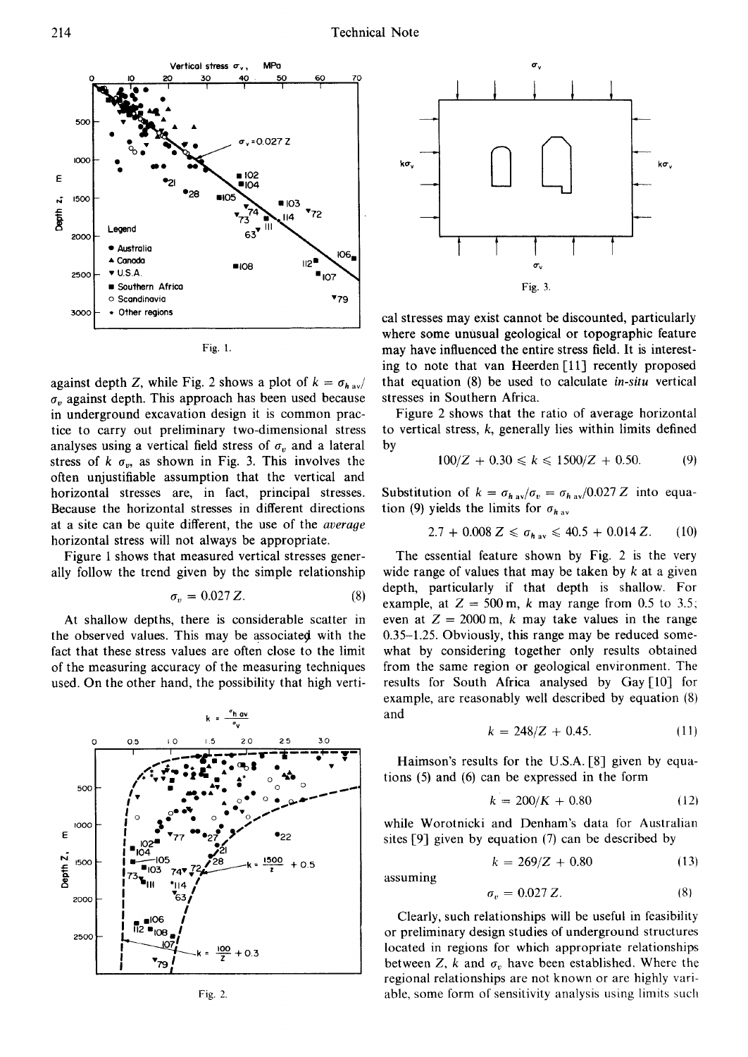Fig. 1.

against depth $Z$, while Fig. 2 shows a plot of $k = \sigma_{h\,av}/\sigma_v$ against depth. This approach has been used because in underground excavation design it is common practice to carry out preliminary two-dimensional stress analyses using a vertical field stress of $\sigma_v$ and a lateral stress of $k\,\sigma_v$, as shown in Fig. 3. This involves the often unjustifiable assumption that the vertical and horizontal stresses are, in fact, principal stresses. Because the horizontal stresses in different directions at a site can be quite different, the use of the *average* horizontal stress will not always be appropriate.

Figure 1 shows that measured vertical stresses generally follow the trend given by the simple relationship

$$\sigma_v = 0.027\,Z. \tag{8}$$

At shallow depths, there is considerable scatter in the observed values. This may be associated with the fact that these stress values are often close to the limit of the measuring accuracy of the measuring techniques used. On the other hand, the possibility that high vertical stresses may exist cannot be discounted, particularly where some unusual geological or topographic feature may have influenced the entire stress field. It is interesting to note that van Heerden [11] recently proposed that equation (8) be used to calculate *in-situ* vertical stresses in Southern Africa.

Fig. 2.

Fig. 3.

Figure 2 shows that the ratio of average horizontal to vertical stress, $k$, generally lies within limits defined by

$$100/Z + 0.30 \leqslant k \leqslant 1500/Z + 0.50. \tag{9}$$

Substitution of $k = \sigma_{h\,av}/\sigma_v = \sigma_{h\,av}/0.027\,Z$ into equation (9) yields the limits for $\sigma_{h\,av}$

$$2.7 + 0.008\,Z \leqslant \sigma_{h\,av} \leqslant 40.5 + 0.014\,Z. \tag{10}$$

The essential feature shown by Fig. 2 is the very wide range of values that may be taken by $k$ at a given depth, particularly if that depth is shallow. For example, at $Z = 500$ m, $k$ may range from 0.5 to 3.5; even at $Z = 2000$ m, $k$ may take values in the range 0.35–1.25. Obviously, this range may be reduced somewhat by considering together only results obtained from the same region or geological environment. The results for South Africa analysed by Gay [10] for example, are reasonably well described by equation (8) and

$$k = 248/Z + 0.45. \tag{11}$$

Haimson's results for the U.S.A. [8] given by equations (5) and (6) can be expressed in the form

$$k = 200/K + 0.80 \tag{12}$$

while Worotnicki and Denham's data for Australian sites [9] given by equation (7) can be described by

$$k = 269/Z + 0.80 \tag{13}$$

assuming

$$\sigma_v = 0.027\,Z. \tag{8}$$

Clearly, such relationships will be useful in feasibility or preliminary design studies of underground structures located in regions for which appropriate relationships between $Z$, $k$ and $\sigma_v$ have been established. Where the regional relationships are not known or are highly variable, some form of sensitivity analysis using limits such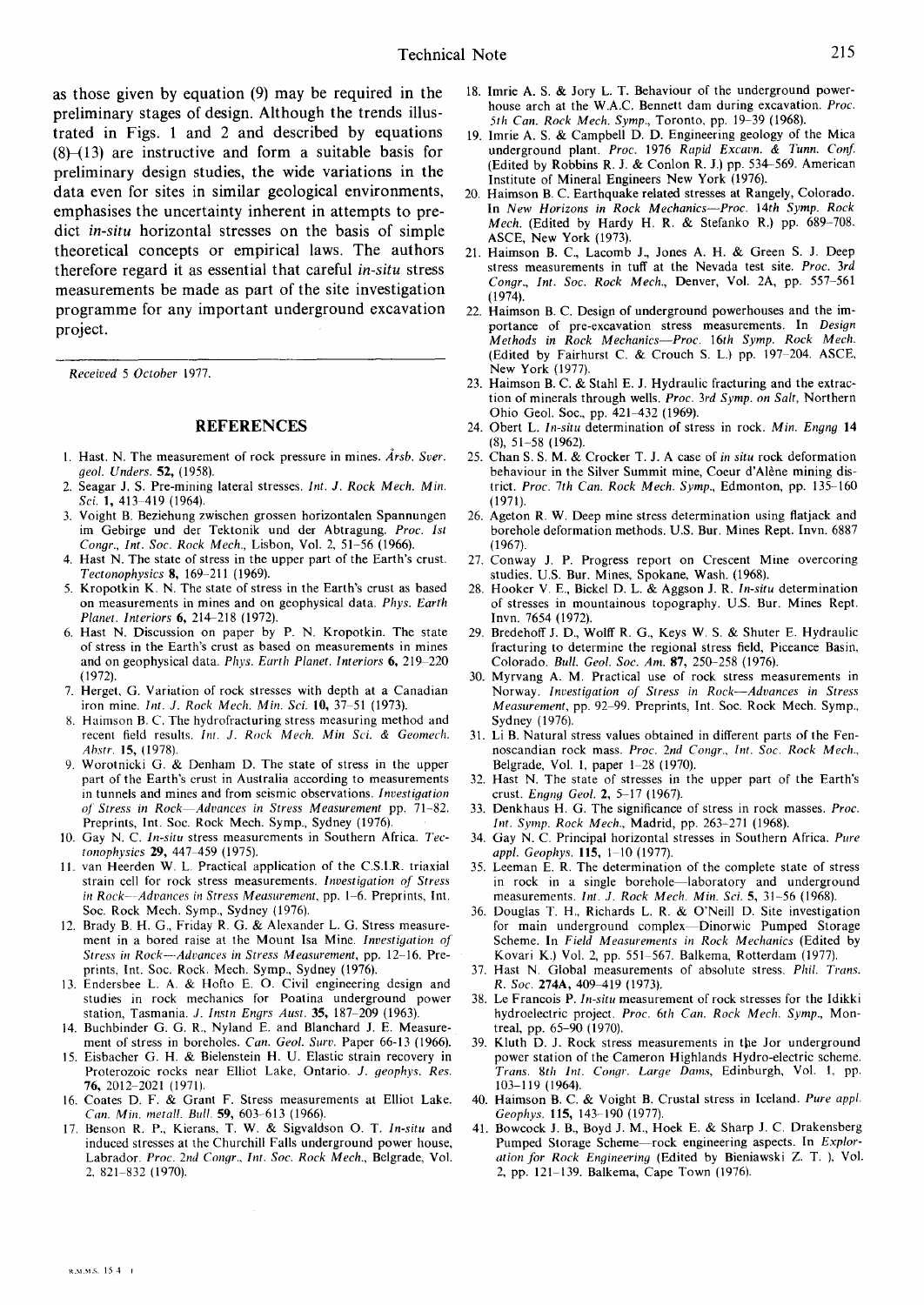as those given by equation (9) may be required in the preliminary stages of design. Although the trends illustrated in Figs. 1 and 2 and described by equations (8)–(13) are instructive and form a suitable basis for preliminary design studies, the wide variations in the data even for sites in similar geological environments, emphasises the uncertainty inherent in attempts to predict *in-situ* horizontal stresses on the basis of simple theoretical concepts or empirical laws. The authors therefore regard it as essential that careful *in-situ* stress measurements be made as part of the site investigation programme for any important underground excavation project.

*Received 5 October 1977.*

## REFERENCES

1. Hast. N. The measurement of rock pressure in mines. *Årsb. Sver. geol. Unders.* **52,** (1958).
2. Seagar J. S. Pre-mining lateral stresses. *Int. J. Rock Mech. Min. Sci.* **1,** 413–419 (1964).
3. Voight B. Beziehung zwischen grossen horizontalen Spannungen im Gebirge und der Tektonik und der Abtragung. *Proc. 1st Congr., Int. Soc. Rock Mech.,* Lisbon, Vol. 2, 51–56 (1966).
4. Hast N. The state of stress in the upper part of the Earth's crust. *Tectonophysics* **8,** 169–211 (1969).
5. Kropotkin K. N. The state of stress in the Earth's crust as based on measurements in mines and on geophysical data. *Phys. Earth Planet. Interiors* **6,** 214–218 (1972).
6. Hast N. Discussion on paper by P. N. Kropotkin. The state of stress in the Earth's crust as based on measurements in mines and on geophysical data. *Phys. Earth Planet. Interiors* **6,** 219–220 (1972).
7. Herget, G. Variation of rock stresses with depth at a Canadian iron mine. *Int. J. Rock Mech. Min. Sci.* **10,** 37–51 (1973).
8. Haimson B. C. The hydrofracturing stress measuring method and recent field results. *Int. J. Rock Mech. Min Sci. & Geomech. Abstr.* **15,** (1978).
9. Worotnicki G. & Denham D. The state of stress in the upper part of the Earth's crust in Australia according to measurements in tunnels and mines and from seismic observations. *Investigation of Stress in Rock—Advances in Stress Measurement* pp. 71–82. Preprints, Int. Soc. Rock Mech. Symp., Sydney (1976).
10. Gay N. C. *In-situ* stress measurements in Southern Africa. *Tectonophysics* **29,** 447–459 (1975).
11. van Heerden W. L. Practical application of the C.S.I.R. triaxial strain cell for rock stress measurements. *Investigation of Stress in Rock—Advances in Stress Measurement,* pp. 1–6. Preprints, Int. Soc. Rock Mech. Symp., Sydney (1976).
12. Brady B. H. G., Friday R. G. & Alexander L. G. Stress measurement in a bored raise at the Mount Isa Mine. *Investigation of Stress in Rock—Advances in Stress Measurement,* pp. 12–16. Preprints, Int. Soc. Rock. Mech. Symp., Sydney (1976).
13. Endersbee L. A. & Hofto E. O. Civil engineering design and studies in rock mechanics for Poatina underground power station, Tasmania. *J. Instn Engrs Aust.* **35,** 187–209 (1963).
14. Buchbinder G. G. R., Nyland E. and Blanchard J. E. Measurement of stress in boreholes. *Can. Geol. Surv.* Paper 66-13 (1966).
15. Eisbacher G. H. & Bielenstein H. U. Elastic strain recovery in Proterozoic rocks near Elliot Lake, Ontario. *J. geophys. Res.* **76,** 2012–2021 (1971).
16. Coates D. F. & Grant F. Stress measurements at Elliot Lake. *Can. Min. metall. Bull.* **59,** 603–613 (1966).
17. Benson R. P., Kierans, T. W. & Sigvaldson O. T. *In-situ* and induced stresses at the Churchill Falls underground power house, Labrador. *Proc. 2nd Congr., Int. Soc. Rock Mech.,* Belgrade, Vol. 2, 821–832 (1970).
18. Imrie A. S. & Jory L. T. Behaviour of the underground powerhouse arch at the W.A.C. Bennett dam during excavation. *Proc. 5th Can. Rock Mech. Symp.,* Toronto, pp. 19–39 (1968).
19. Imrie A. S. & Campbell D. D. Engineering geology of the Mica underground plant. *Proc.* 1976 *Rapid Excavn. & Tunn. Conf.* (Edited by Robbins R. J. & Conlon R. J.) pp. 534–569. American Institute of Mineral Engineers New York (1976).
20. Haimson B. C. Earthquake related stresses at Rangely, Colorado. In *New Horizons in Rock Mechanics—Proc. 14th Symp. Rock Mech.* (Edited by Hardy H. R. & Stefanko R.) pp. 689–708. ASCE, New York (1973).
21. Haimson B. C., Lacomb J., Jones A. H. & Green S. J. Deep stress measurements in tuff at the Nevada test site. *Proc. 3rd Congr., Int. Soc. Rock Mech.,* Denver, Vol. 2A, pp. 557–561 (1974).
22. Haimson B. C. Design of underground powerhouses and the importance of pre-excavation stress measurements. In *Design Methods in Rock Mechanics—Proc. 16th Symp. Rock Mech.* (Edited by Fairhurst C. & Crouch S. L.) pp. 197–204. ASCE, New York (1977).
23. Haimson B. C. & Stahl E. J. Hydraulic fracturing and the extraction of minerals through wells. *Proc. 3rd Symp. on Salt,* Northern Ohio Geol. Soc., pp. 421–432 (1969).
24. Obert L. *In-situ* determination of stress in rock. *Min. Engng* **14** (8), 51–58 (1962).
25. Chan S. S. M. & Crocker T. J. A case of *in situ* rock deformation behaviour in the Silver Summit mine, Coeur d'Alène mining district. *Proc. 7th Can. Rock Mech. Symp.,* Edmonton, pp. 135–160 (1971).
26. Ageton R. W. Deep mine stress determination using flatjack and borehole deformation methods. U.S. Bur. Mines Rept. Invn. 6887 (1967).
27. Conway J. P. Progress report on Crescent Mine overcoring studies. U.S. Bur. Mines, Spokane, Wash. (1968).
28. Hooker V. E., Bickel D. L. & Aggson J. R. *In-situ* determination of stresses in mountainous topography. U.S. Bur. Mines Rept. Invn. 7654 (1972).
29. Bredehoff J. D., Wolff R. G., Keys W. S. & Shuter E. Hydraulic fracturing to determine the regional stress field, Piceance Basin, Colorado. *Bull. Geol. Soc. Am.* **87,** 250–258 (1976).
30. Myrvang A. M. Practical use of rock stress measurements in Norway. *Investigation of Stress in Rock—Advances in Stress Measurement,* pp. 92–99. Preprints, Int. Soc. Rock Mech. Symp., Sydney (1976).
31. Li B. Natural stress values obtained in different parts of the Fennoscandian rock mass. *Proc. 2nd Congr., Int. Soc. Rock Mech.,* Belgrade, Vol. 1, paper 1–28 (1970).
32. Hast N. The state of stresses in the upper part of the Earth's crust. *Engng Geol.* **2,** 5–17 (1967).
33. Denkhaus H. G. The significance of stress in rock masses. *Proc. Int. Symp. Rock Mech.,* Madrid, pp. 263–271 (1968).
34. Gay N. C. Principal horizontal stresses in Southern Africa. *Pure appl. Geophys.* **115,** 1–10 (1977).
35. Leeman E. R. The determination of the complete state of stress in rock in a single borehole—laboratory and underground measurements. *Int. J. Rock Mech. Min. Sci.* **5,** 31–56 (1968).
36. Douglas T. H., Richards L. R. & O'Neill D. Site investigation for main underground complex—Dinorwic Pumped Storage Scheme. In *Field Measurements in Rock Mechanics* (Edited by Kovari K.) Vol. 2, pp. 551–567. Balkema, Rotterdam (1977).
37. Hast N. Global measurements of absolute stress. *Phil. Trans. R. Soc.* **274A,** 409–419 (1973).
38. Le Francois P. *In-situ* measurement of rock stresses for the Idikki hydroelectric project. *Proc. 6th Can. Rock Mech. Symp.,* Montreal, pp. 65–90 (1970).
39. Kluth D. J. Rock stress measurements in the Jor underground power station of the Cameron Highlands Hydro-electric scheme. *Trans. 8th Int. Congr. Large Dams,* Edinburgh, Vol. 1, pp. 103–119 (1964).
40. Haimson B. C. & Voight B. Crustal stress in Iceland. *Pure appl. Geophys.* **115,** 143–190 (1977).
41. Bowcock J. B., Boyd J. M., Hoek E. & Sharp J. C. Drakensberg Pumped Storage Scheme—rock engineering aspects. In *Exploration for Rock Engineering* (Edited by Bieniawski Z. T. ), Vol. 2, pp. 121–139. Balkema, Cape Town (1976).